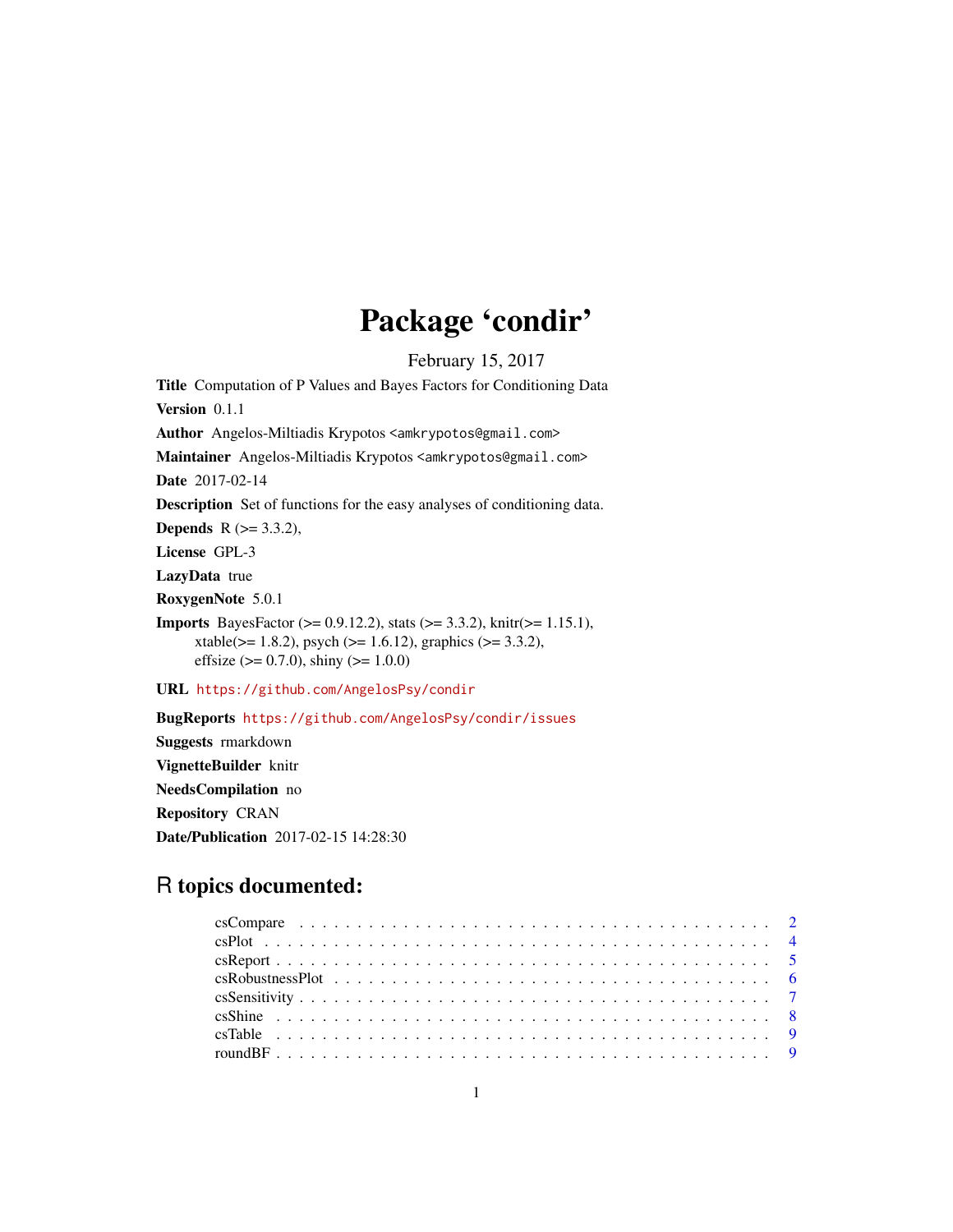# Package 'condir'

February 15, 2017

**Title** Computation of P Values and Bayes Factors for Conditioning Data

**Version** 0.1.1

**Author** Angelos-Miltiadis Krypotos <amkrypotos@gmail.com>

**Maintainer** Angelos-Miltiadis Krypotos <amkrypotos@gmail.com>

**Date** 2017-02-14

**Description** Set of functions for the easy analyses of conditioning data.

**Depends** R (>= 3.3.2),

**License** GPL-3

**LazyData** true

**RoxygenNote** 5.0.1

**Imports** BayesFactor (>= 0.9.12.2), stats (>= 3.3.2), knitr(>= 1.15.1), xtable(>= 1.8.2), psych (>= 1.6.12), graphics (>= 3.3.2), effsize (>= 0.7.0), shiny (>= 1.0.0)

**URL** https://github.com/AngelosPsy/condir

**BugReports** https://github.com/AngelosPsy/condir/issues

**Suggests** rmarkdown

**VignetteBuilder** knitr

**NeedsCompilation** no

**Repository** CRAN

**Date/Publication** 2017-02-15 14:28:30

## R topics documented:

csCompare . . . . . . . . . . . . . . . . . . . . . . . . . . . . . . . . . . . . . . . 2
csPlot . . . . . . . . . . . . . . . . . . . . . . . . . . . . . . . . . . . . . . . . . 4
csReport . . . . . . . . . . . . . . . . . . . . . . . . . . . . . . . . . . . . . . . 5
csRobustnessPlot . . . . . . . . . . . . . . . . . . . . . . . . . . . . . . . . . . . 6
csSensitivity . . . . . . . . . . . . . . . . . . . . . . . . . . . . . . . . . . . . . 7
csShine . . . . . . . . . . . . . . . . . . . . . . . . . . . . . . . . . . . . . . . . 8
csTable . . . . . . . . . . . . . . . . . . . . . . . . . . . . . . . . . . . . . . . . 9
roundBF . . . . . . . . . . . . . . . . . . . . . . . . . . . . . . . . . . . . . . . . 9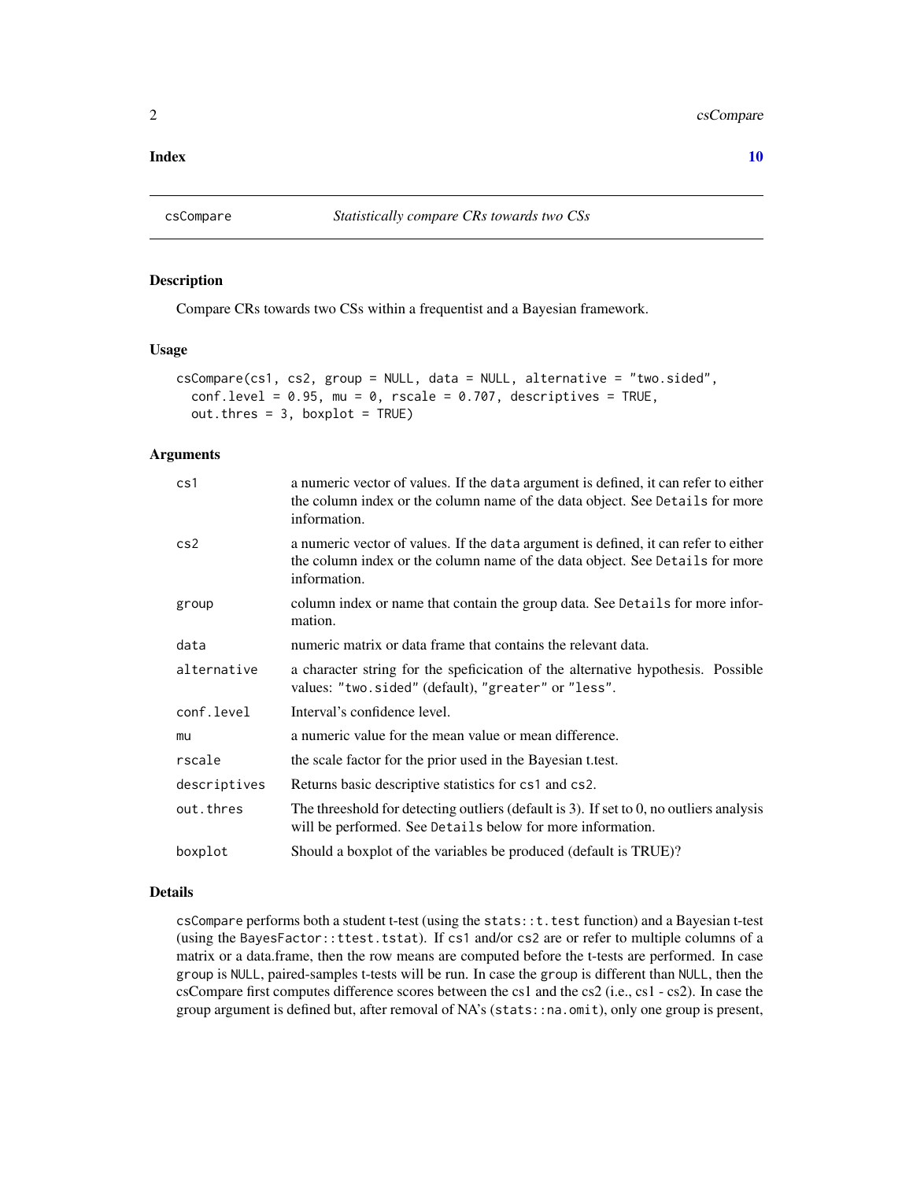**Index** **10**

---

csCompare *Statistically compare CRs towards two CSs*

---

## Description

Compare CRs towards two CSs within a frequentist and a Bayesian framework.

## Usage

```
csCompare(cs1, cs2, group = NULL, data = NULL, alternative = "two.sided",
  conf.level = 0.95, mu = 0, rscale = 0.707, descriptives = TRUE,
  out.thres = 3, boxplot = TRUE)
```

## Arguments

| | |
|---|---|
| `cs1` | a numeric vector of values. If the `data` argument is defined, it can refer to either the column index or the column name of the data object. See `Details` for more information. |
| `cs2` | a numeric vector of values. If the `data` argument is defined, it can refer to either the column index or the column name of the data object. See `Details` for more information. |
| `group` | column index or name that contain the group data. See `Details` for more information. |
| `data` | numeric matrix or data frame that contains the relevant data. |
| `alternative` | a character string for the speficication of the alternative hypothesis. Possible values: `"two.sided"` (default), `"greater"` or `"less"`. |
| `conf.level` | Interval's confidence level. |
| `mu` | a numeric value for the mean value or mean difference. |
| `rscale` | the scale factor for the prior used in the Bayesian t.test. |
| `descriptives` | Returns basic descriptive statistics for `cs1` and `cs2`. |
| `out.thres` | The threeshold for detecting outliers (default is 3). If set to 0, no outliers analysis will be performed. See `Details` below for more information. |
| `boxplot` | Should a boxplot of the variables be produced (default is TRUE)? |

## Details

`csCompare` performs both a student t-test (using the `stats::t.test` function) and a Bayesian t-test (using the `BayesFactor::ttest.tstat`). If `cs1` and/or `cs2` are or refer to multiple columns of a matrix or a data.frame, then the row means are computed before the t-tests are performed. In case `group` is `NULL`, paired-samples t-tests will be run. In case the `group` is different than `NULL`, then the csCompare first computes difference scores between the cs1 and the cs2 (i.e., cs1 - cs2). In case the group argument is defined but, after removal of NA's (`stats::na.omit`), only one group is present,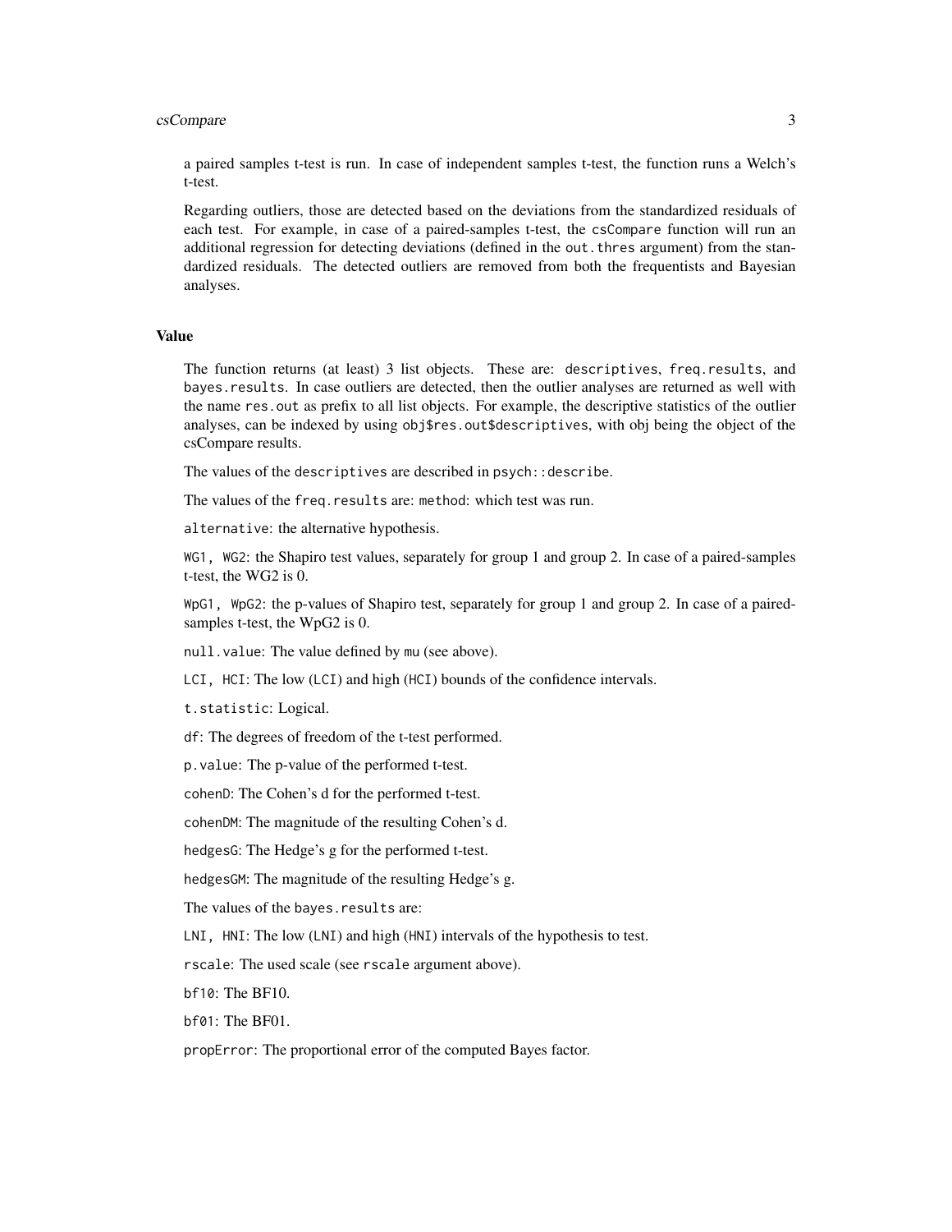a paired samples t-test is run. In case of independent samples t-test, the function runs a Welch's t-test.

Regarding outliers, those are detected based on the deviations from the standardized residuals of each test. For example, in case of a paired-samples t-test, the `csCompare` function will run an additional regression for detecting deviations (defined in the `out.thres` argument) from the standardized residuals. The detected outliers are removed from both the frequentists and Bayesian analyses.

## Value

The function returns (at least) 3 list objects. These are: `descriptives`, `freq.results`, and `bayes.results`. In case outliers are detected, then the outlier analyses are returned as well with the name `res.out` as prefix to all list objects. For example, the descriptive statistics of the outlier analyses, can be indexed by using `obj$res.out$descriptives`, with obj being the object of the csCompare results.

The values of the `descriptives` are described in `psych::describe`.

The values of the `freq.results` are: `method`: which test was run.

`alternative`: the alternative hypothesis.

`WG1, WG2`: the Shapiro test values, separately for group 1 and group 2. In case of a paired-samples t-test, the WG2 is 0.

`WpG1, WpG2`: the p-values of Shapiro test, separately for group 1 and group 2. In case of a paired-samples t-test, the WpG2 is 0.

`null.value`: The value defined by `mu` (see above).

`LCI, HCI`: The low (`LCI`) and high (`HCI`) bounds of the confidence intervals.

`t.statistic`: Logical.

`df`: The degrees of freedom of the t-test performed.

`p.value`: The p-value of the performed t-test.

`cohenD`: The Cohen's d for the performed t-test.

`cohenDM`: The magnitude of the resulting Cohen's d.

`hedgesG`: The Hedge's g for the performed t-test.

`hedgesGM`: The magnitude of the resulting Hedge's g.

The values of the `bayes.results` are:

`LNI, HNI`: The low (`LNI`) and high (`HNI`) intervals of the hypothesis to test.

`rscale`: The used scale (see `rscale` argument above).

`bf10`: The BF10.

`bf01`: The BF01.

`propError`: The proportional error of the computed Bayes factor.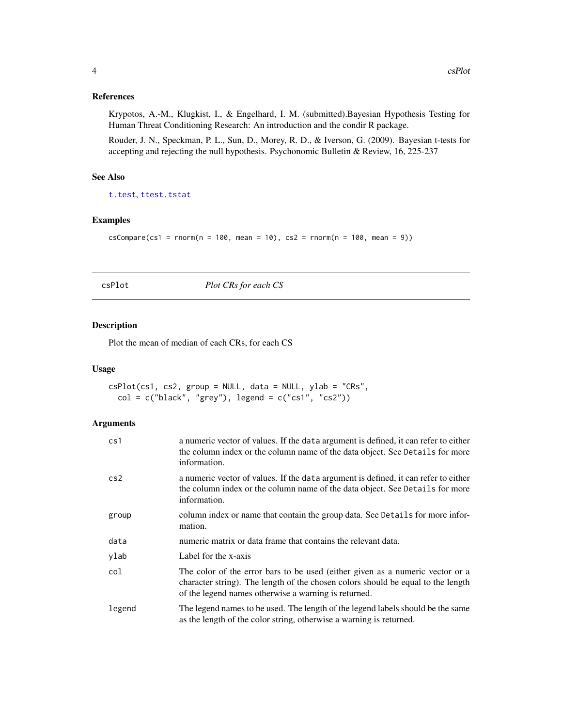### References

Krypotos, A.-M., Klugkist, I., & Engelhard, I. M. (submitted).Bayesian Hypothesis Testing for Human Threat Conditioning Research: An introduction and the condir R package.

Rouder, J. N., Speckman, P. L., Sun, D., Morey, R. D., & Iverson, G. (2009). Bayesian t-tests for accepting and rejecting the null hypothesis. Psychonomic Bulletin & Review, 16, 225-237

### See Also

t.test, ttest.tstat

### Examples

```
csCompare(cs1 = rnorm(n = 100, mean = 10), cs2 = rnorm(n = 100, mean = 9))
```

## csPlot *Plot CRs for each CS*

### Description

Plot the mean of median of each CRs, for each CS

### Usage

```
csPlot(cs1, cs2, group = NULL, data = NULL, ylab = "CRs",
  col = c("black", "grey"), legend = c("cs1", "cs2"))
```

### Arguments

| | |
|---|---|
| cs1 | a numeric vector of values. If the data argument is defined, it can refer to either the column index or the column name of the data object. See Details for more information. |
| cs2 | a numeric vector of values. If the data argument is defined, it can refer to either the column index or the column name of the data object. See Details for more information. |
| group | column index or name that contain the group data. See Details for more information. |
| data | numeric matrix or data frame that contains the relevant data. |
| ylab | Label for the x-axis |
| col | The color of the error bars to be used (either given as a numeric vector or a character string). The length of the chosen colors should be equal to the length of the legend names otherwise a warning is returned. |
| legend | The legend names to be used. The length of the legend labels should be the same as the length of the color string, otherwise a warning is returned. |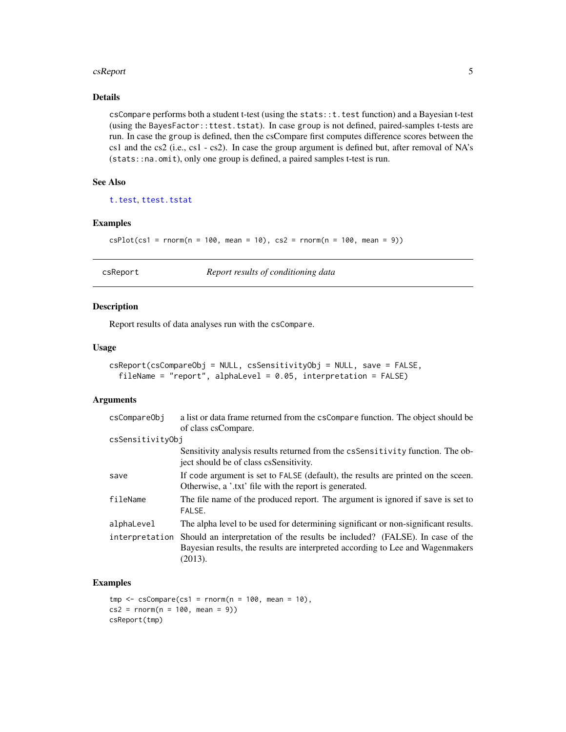### Details

csCompare performs both a student t-test (using the `stats::t.test` function) and a Bayesian t-test (using the `BayesFactor::ttest.tstat`). In case group is not defined, paired-samples t-tests are run. In case the group is defined, then the csCompare first computes difference scores between the cs1 and the cs2 (i.e., cs1 - cs2). In case the group argument is defined but, after removal of NA's (`stats::na.omit`), only one group is defined, a paired samples t-test is run.

### See Also

t.test, ttest.tstat

### Examples

```
csPlot(cs1 = rnorm(n = 100, mean = 10), cs2 = rnorm(n = 100, mean = 9))
```

---

## csReport — *Report results of conditioning data*

### Description

Report results of data analyses run with the csCompare.

### Usage

```
csReport(csCompareObj = NULL, csSensitivityObj = NULL, save = FALSE,
  fileName = "report", alphaLevel = 0.05, interpretation = FALSE)
```

### Arguments

| | |
|---|---|
| csCompareObj | a list or data frame returned from the csCompare function. The object should be of class csCompare. |
| csSensitivityObj | Sensitivity analysis results returned from the csSensitivity function. The object should be of class csSensitivity. |
| save | If code argument is set to FALSE (default), the results are printed on the sceen. Otherwise, a '.txt' file with the report is generated. |
| fileName | The file name of the produced report. The argument is ignored if save is set to FALSE. |
| alphaLevel | The alpha level to be used for determining significant or non-significant results. |
| interpretation | Should an interpretation of the results be included? (FALSE). In case of the Bayesian results, the results are interpreted according to Lee and Wagenmakers (2013). |

### Examples

```
tmp <- csCompare(cs1 = rnorm(n = 100, mean = 10),
cs2 = rnorm(n = 100, mean = 9))
csReport(tmp)
```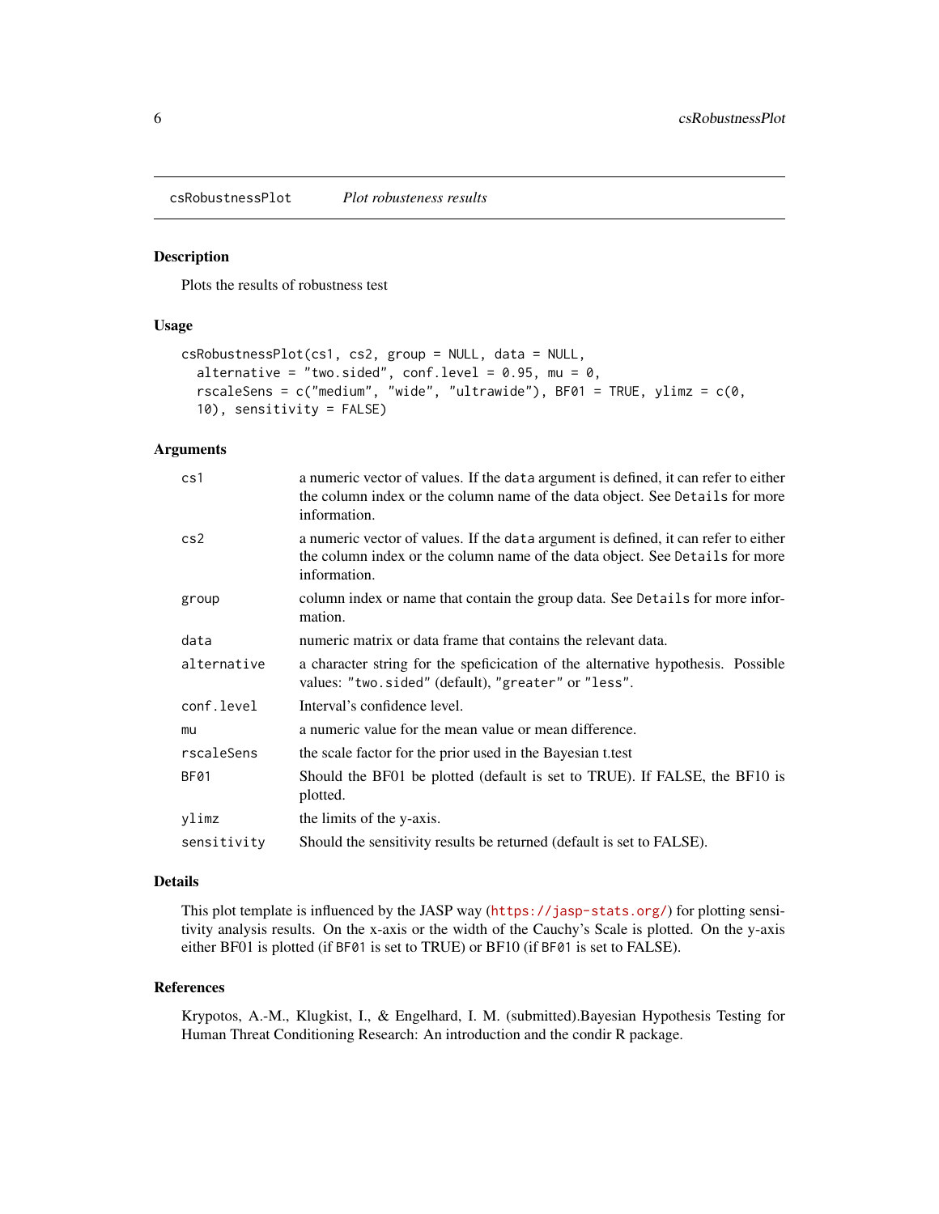# csRobustnessPlot *Plot robusteness results*

## Description

Plots the results of robustness test

## Usage

```
csRobustnessPlot(cs1, cs2, group = NULL, data = NULL,
  alternative = "two.sided", conf.level = 0.95, mu = 0,
  rscaleSens = c("medium", "wide", "ultrawide"), BF01 = TRUE, ylimz = c(0,
  10), sensitivity = FALSE)
```

## Arguments

| | |
|---|---|
| `cs1` | a numeric vector of values. If the `data` argument is defined, it can refer to either the column index or the column name of the data object. See `Details` for more information. |
| `cs2` | a numeric vector of values. If the `data` argument is defined, it can refer to either the column index or the column name of the data object. See `Details` for more information. |
| `group` | column index or name that contain the group data. See `Details` for more information. |
| `data` | numeric matrix or data frame that contains the relevant data. |
| `alternative` | a character string for the speficication of the alternative hypothesis. Possible values: `"two.sided"` (default), `"greater"` or `"less"`. |
| `conf.level` | Interval's confidence level. |
| `mu` | a numeric value for the mean value or mean difference. |
| `rscaleSens` | the scale factor for the prior used in the Bayesian t.test |
| `BF01` | Should the BF01 be plotted (default is set to TRUE). If FALSE, the BF10 is plotted. |
| `ylimz` | the limits of the y-axis. |
| `sensitivity` | Should the sensitivity results be returned (default is set to FALSE). |

## Details

This plot template is influenced by the JASP way (https://jasp-stats.org/) for plotting sensitivity analysis results. On the x-axis or the width of the Cauchy's Scale is plotted. On the y-axis either BF01 is plotted (if `BF01` is set to TRUE) or BF10 (if `BF01` is set to FALSE).

## References

Krypotos, A.-M., Klugkist, I., & Engelhard, I. M. (submitted).Bayesian Hypothesis Testing for Human Threat Conditioning Research: An introduction and the condir R package.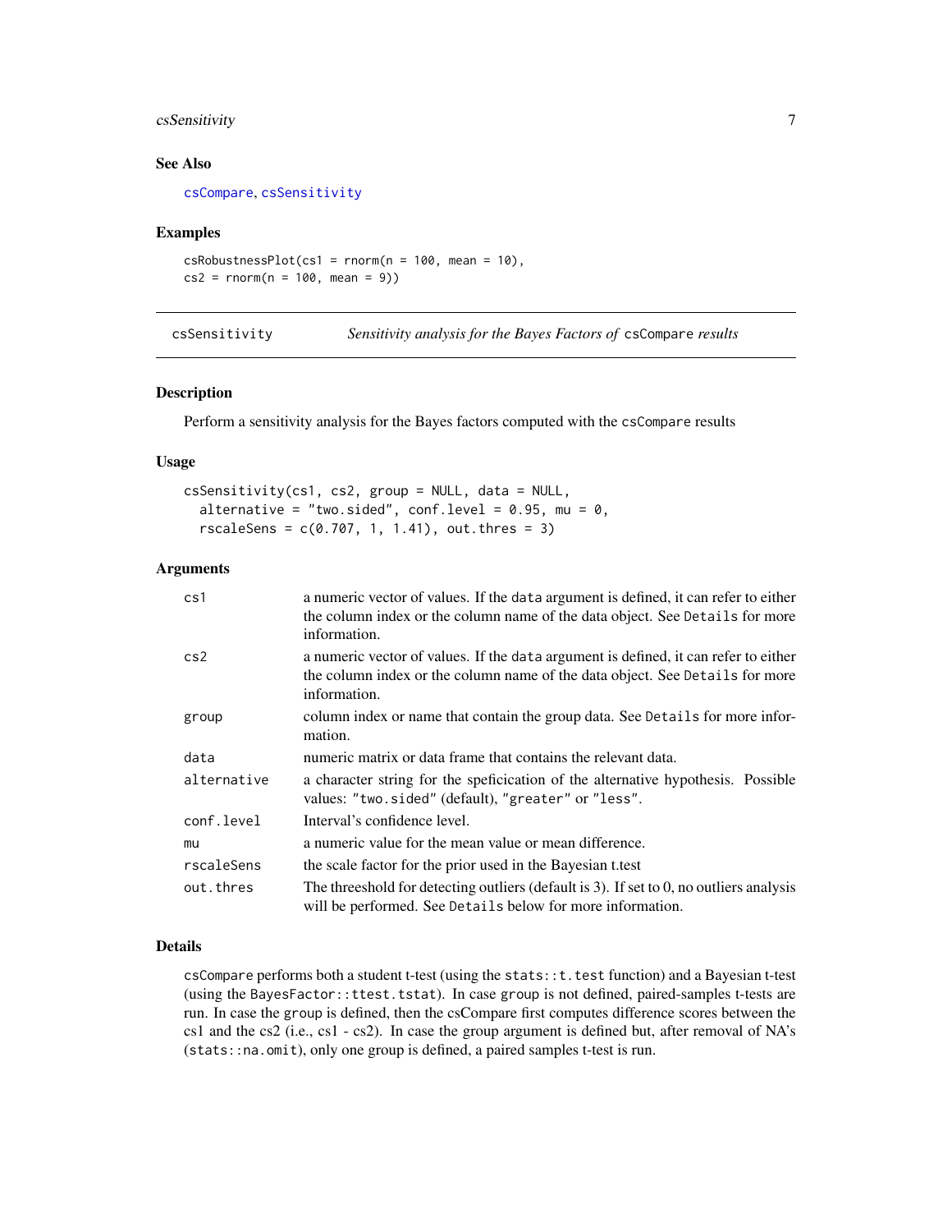### See Also

csCompare, csSensitivity

### Examples

```
csRobustnessPlot(cs1 = rnorm(n = 100, mean = 10),
cs2 = rnorm(n = 100, mean = 9))
```

---

## csSensitivity — *Sensitivity analysis for the Bayes Factors of* `csCompare` *results*

### Description

Perform a sensitivity analysis for the Bayes factors computed with the `csCompare` results

### Usage

```
csSensitivity(cs1, cs2, group = NULL, data = NULL,
  alternative = "two.sided", conf.level = 0.95, mu = 0,
  rscaleSens = c(0.707, 1, 1.41), out.thres = 3)
```

### Arguments

| | |
|---|---|
| `cs1` | a numeric vector of values. If the `data` argument is defined, it can refer to either the column index or the column name of the data object. See `Details` for more information. |
| `cs2` | a numeric vector of values. If the `data` argument is defined, it can refer to either the column index or the column name of the data object. See `Details` for more information. |
| `group` | column index or name that contain the group data. See `Details` for more information. |
| `data` | numeric matrix or data frame that contains the relevant data. |
| `alternative` | a character string for the speficication of the alternative hypothesis. Possible values: `"two.sided"` (default), `"greater"` or `"less"`. |
| `conf.level` | Interval's confidence level. |
| `mu` | a numeric value for the mean value or mean difference. |
| `rscaleSens` | the scale factor for the prior used in the Bayesian t.test |
| `out.thres` | The threeshold for detecting outliers (default is 3). If set to 0, no outliers analysis will be performed. See `Details` below for more information. |

### Details

`csCompare` performs both a student t-test (using the `stats::t.test` function) and a Bayesian t-test (using the `BayesFactor::ttest.tstat`). In case `group` is not defined, paired-samples t-tests are run. In case the `group` is defined, then the csCompare first computes difference scores between the cs1 and the cs2 (i.e., cs1 - cs2). In case the group argument is defined but, after removal of NA's (`stats::na.omit`), only one group is defined, a paired samples t-test is run.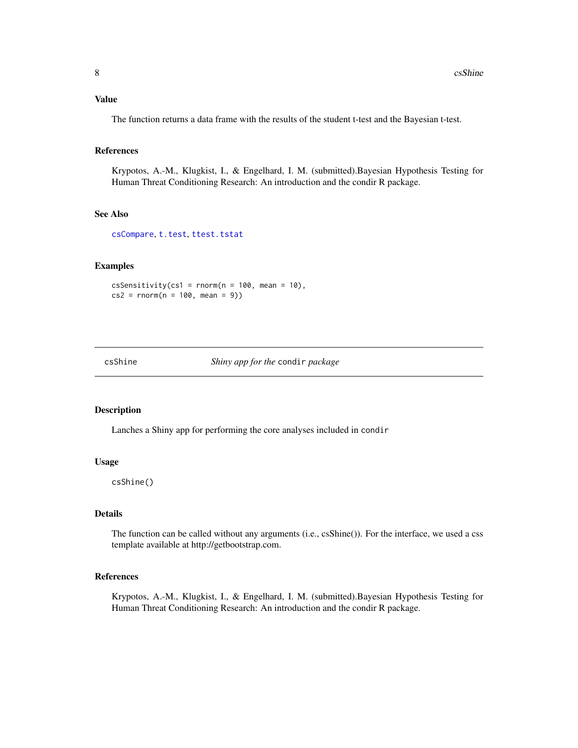### Value

The function returns a data frame with the results of the student t-test and the Bayesian t-test.

### References

Krypotos, A.-M., Klugkist, I., & Engelhard, I. M. (submitted).Bayesian Hypothesis Testing for Human Threat Conditioning Research: An introduction and the condir R package.

### See Also

`csCompare`, `t.test`, `ttest.tstat`

### Examples

```
csSensitivity(cs1 = rnorm(n = 100, mean = 10),
cs2 = rnorm(n = 100, mean = 9))
```

---

## csShine — *Shiny app for the* `condir` *package*

---

### Description

Lanches a Shiny app for performing the core analyses included in `condir`

### Usage

```
csShine()
```

### Details

The function can be called without any arguments (i.e., csShine()). For the interface, we used a css template available at http://getbootstrap.com.

### References

Krypotos, A.-M., Klugkist, I., & Engelhard, I. M. (submitted).Bayesian Hypothesis Testing for Human Threat Conditioning Research: An introduction and the condir R package.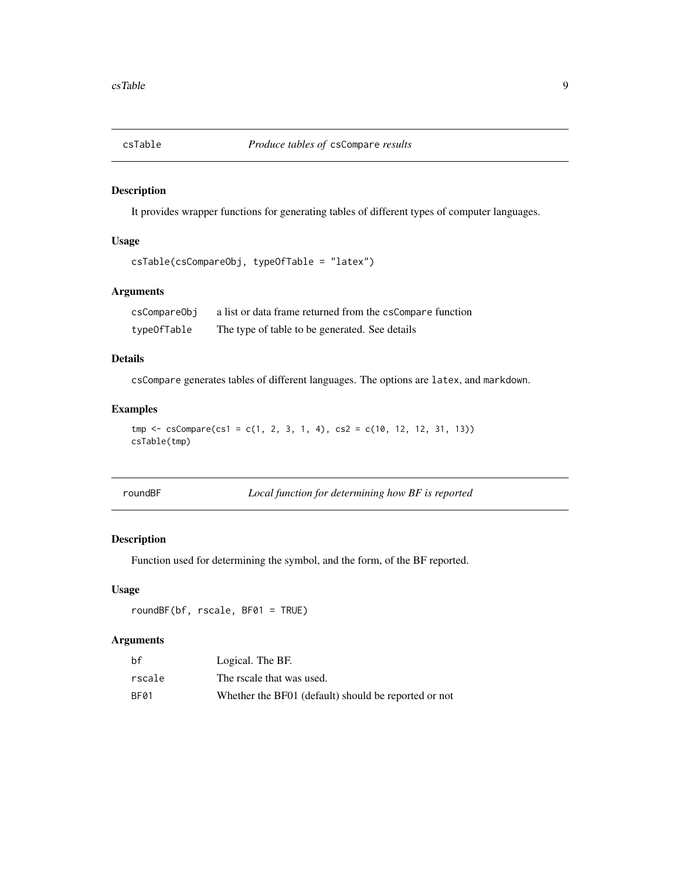## csTable — *Produce tables of* `csCompare` *results*

### Description

It provides wrapper functions for generating tables of different types of computer languages.

### Usage

```
csTable(csCompareObj, typeOfTable = "latex")
```

### Arguments

| | |
|---|---|
| csCompareObj | a list or data frame returned from the `csCompare` function |
| typeOfTable | The type of table to be generated. See details |

### Details

`csCompare` generates tables of different languages. The options are `latex`, and `markdown`.

### Examples

```
tmp <- csCompare(cs1 = c(1, 2, 3, 1, 4), cs2 = c(10, 12, 12, 31, 13))
csTable(tmp)
```

## roundBF — *Local function for determining how BF is reported*

### Description

Function used for determining the symbol, and the form, of the BF reported.

### Usage

```
roundBF(bf, rscale, BF01 = TRUE)
```

### Arguments

| | |
|---|---|
| bf | Logical. The BF. |
| rscale | The rscale that was used. |
| BF01 | Whether the BF01 (default) should be reported or not |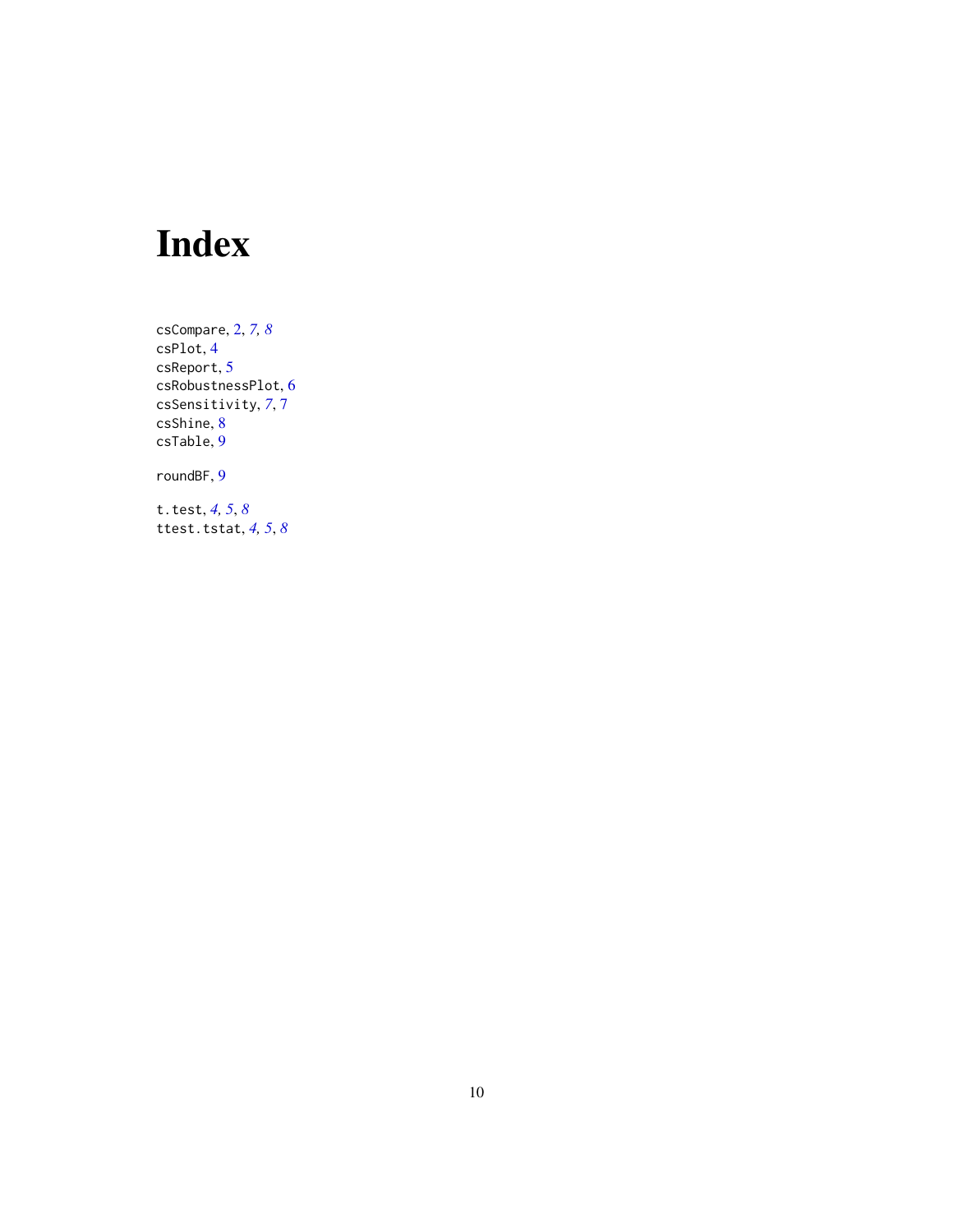# Index

csCompare, 2, *7, 8*
csPlot, 4
csReport, 5
csRobustnessPlot, 6
csSensitivity, *7*, 7
csShine, 8
csTable, 9

roundBF, 9

t.test, *4, 5*, *8*
ttest.tstat, *4, 5*, *8*